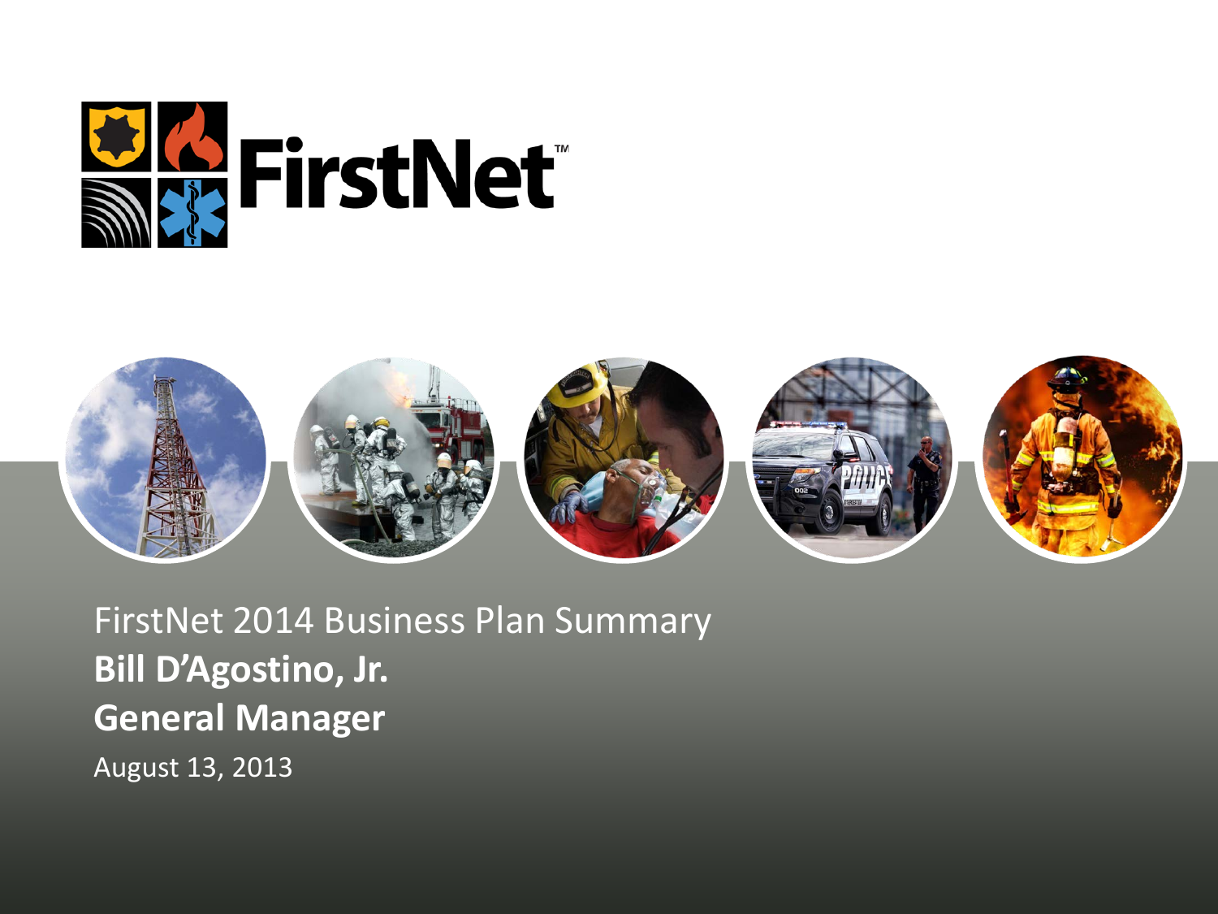# FirstNet™

FirstNet 2014 Business Plan Summary

**Bill D'Agostino, Jr.**

**General Manager**

August 13, 2013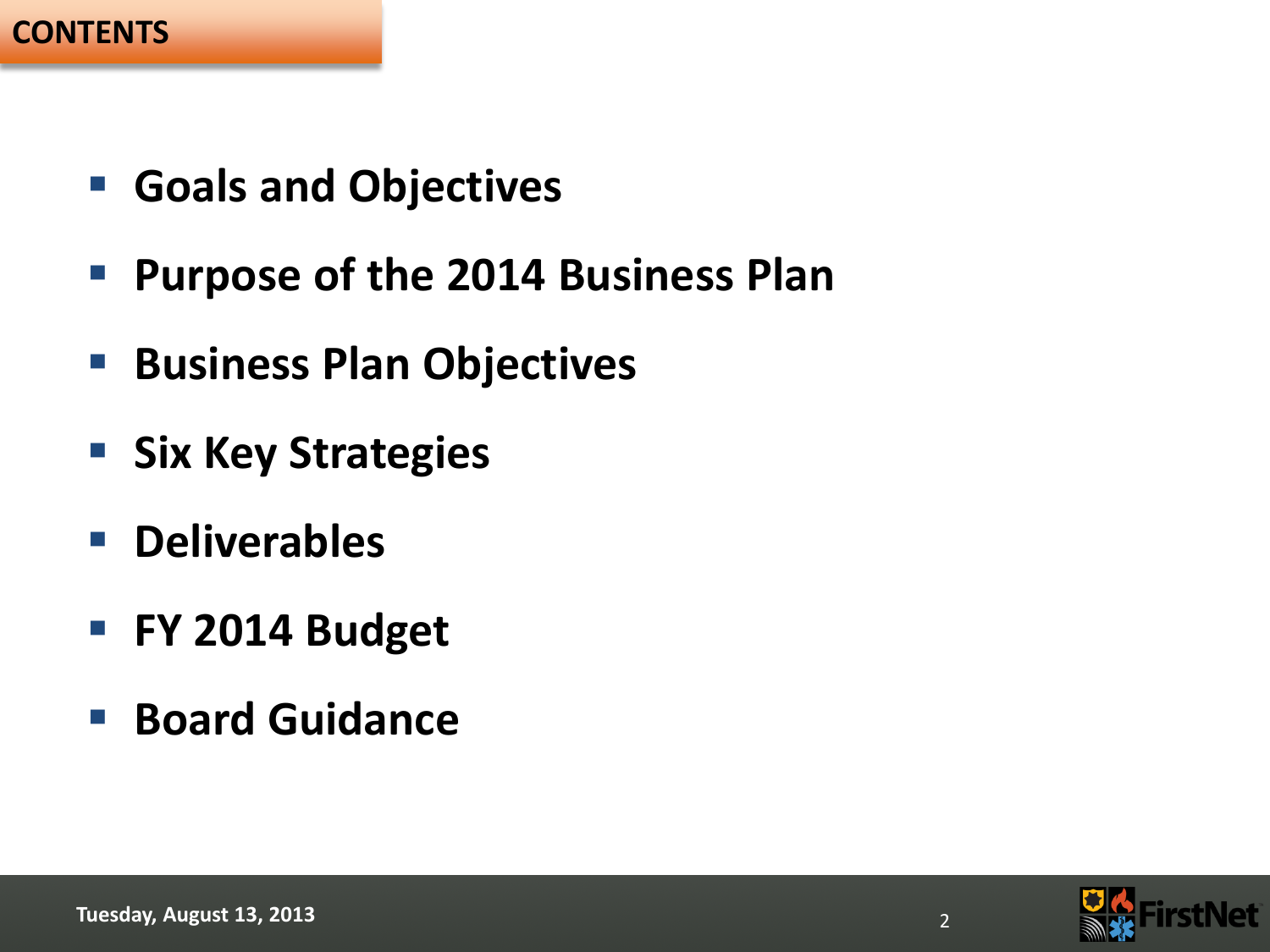## CONTENTS

- **Goals and Objectives**
- **Purpose of the 2014 Business Plan**
- **Business Plan Objectives**
- **Six Key Strategies**
- **Deliverables**
- **FY 2014 Budget**
- **Board Guidance**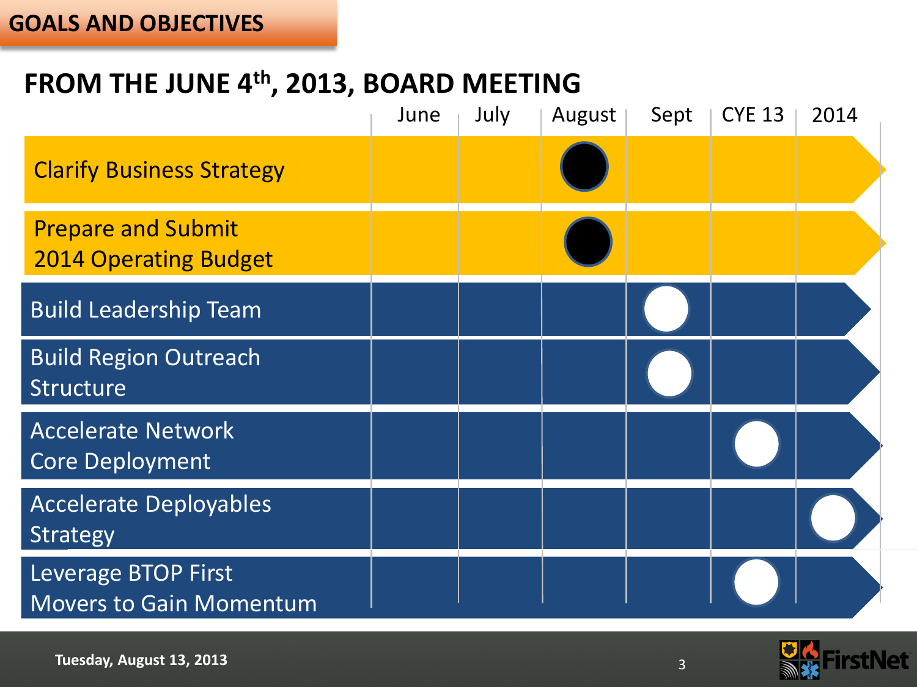## GOALS AND OBJECTIVES

# FROM THE JUNE 4th, 2013, BOARD MEETING

| | June | July | August | Sept | CYE 13 | 2014 |
|---|---|---|---|---|---|---|
| Clarify Business Strategy | | | ● | | | |
| Prepare and Submit 2014 Operating Budget | | | ● | | | |
| Build Leadership Team | | | | ○ | | |
| Build Region Outreach Structure | | | | ○ | | |
| Accelerate Network Core Deployment | | | | | ○ | |
| Accelerate Deployables Strategy | | | | | | ○ |
| Leverage BTOP First Movers to Gain Momentum | | | | | ○ | |

Tuesday, August 13, 2013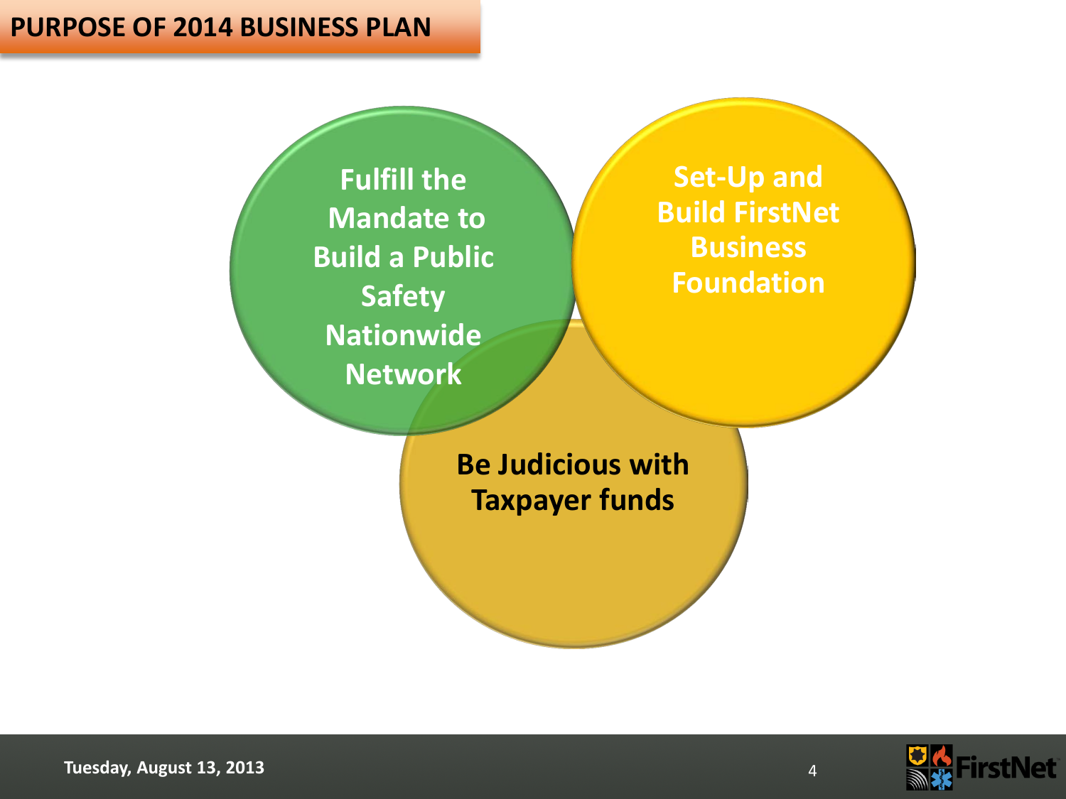# PURPOSE OF 2014 BUSINESS PLAN

- Fulfill the Mandate to Build a Public Safety Nationwide Network
- Set-Up and Build FirstNet Business Foundation
- Be Judicious with Taxpayer funds

Tuesday, August 13, 2013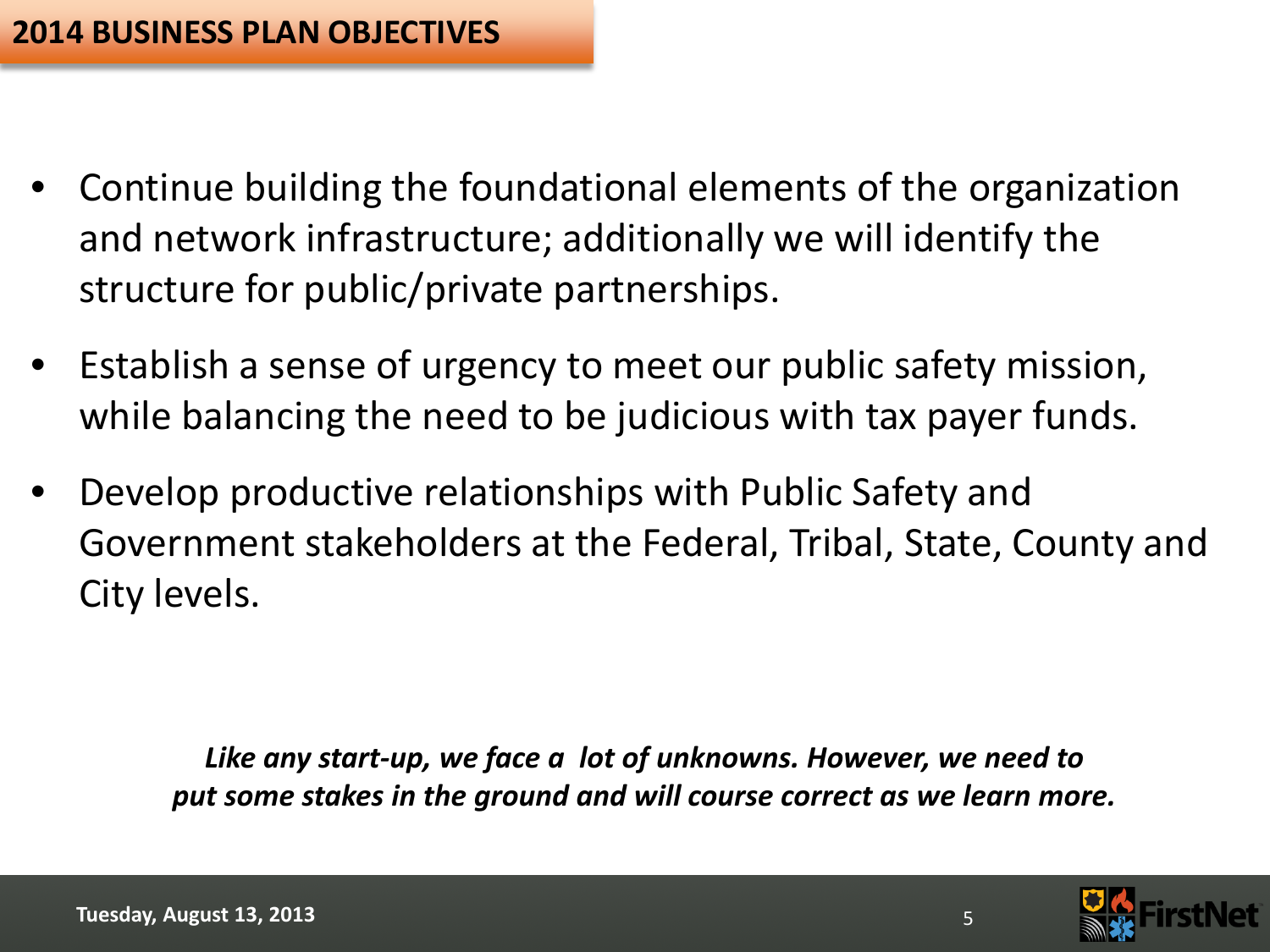## 2014 BUSINESS PLAN OBJECTIVES

- Continue building the foundational elements of the organization and network infrastructure; additionally we will identify the structure for public/private partnerships.
- Establish a sense of urgency to meet our public safety mission, while balancing the need to be judicious with tax payer funds.
- Develop productive relationships with Public Safety and Government stakeholders at the Federal, Tribal, State, County and City levels.

***Like any start-up, we face a lot of unknowns. However, we need to put some stakes in the ground and will course correct as we learn more.***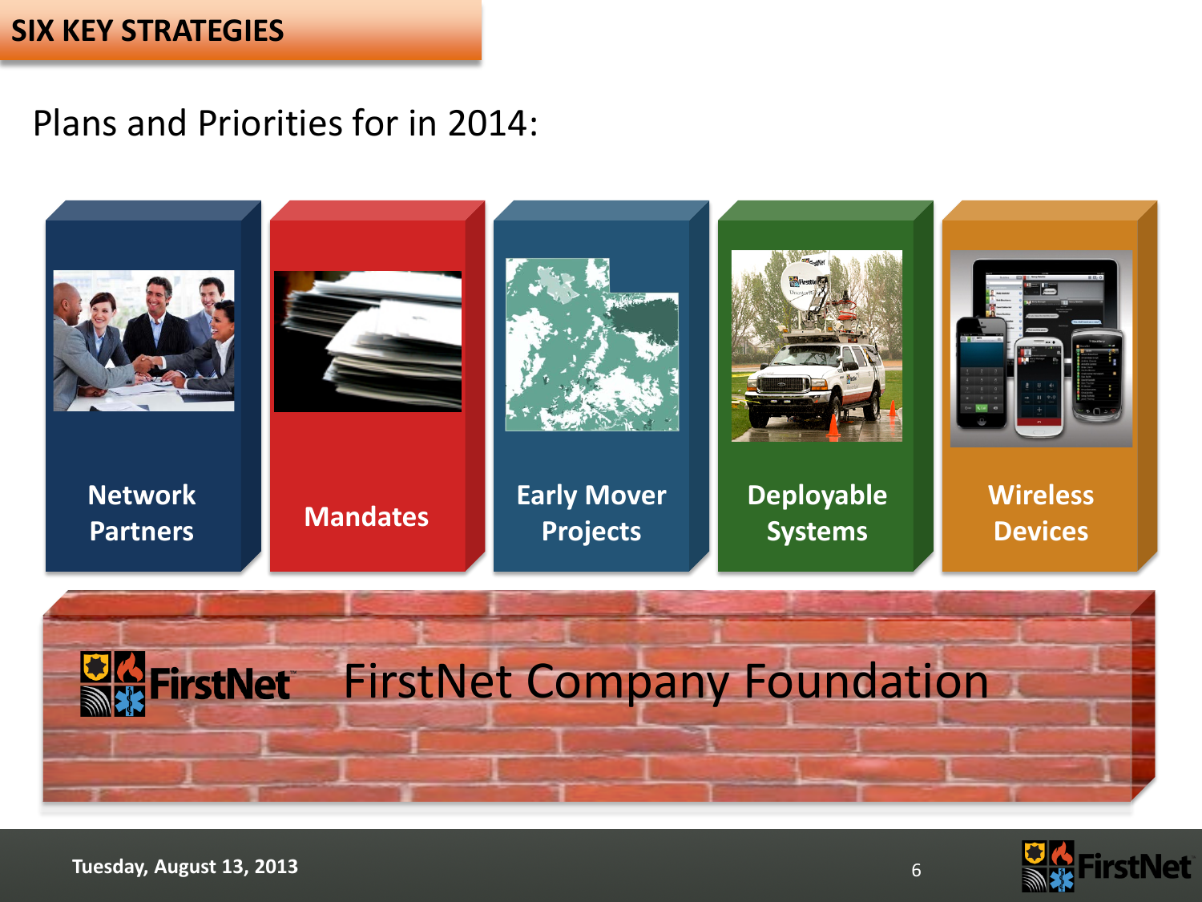# SIX KEY STRATEGIES

Plans and Priorities for in 2014:

- Network Partners
- Mandates
- Early Mover Projects
- Deployable Systems
- Wireless Devices

FirstNet Company Foundation

Tuesday, August 13, 2013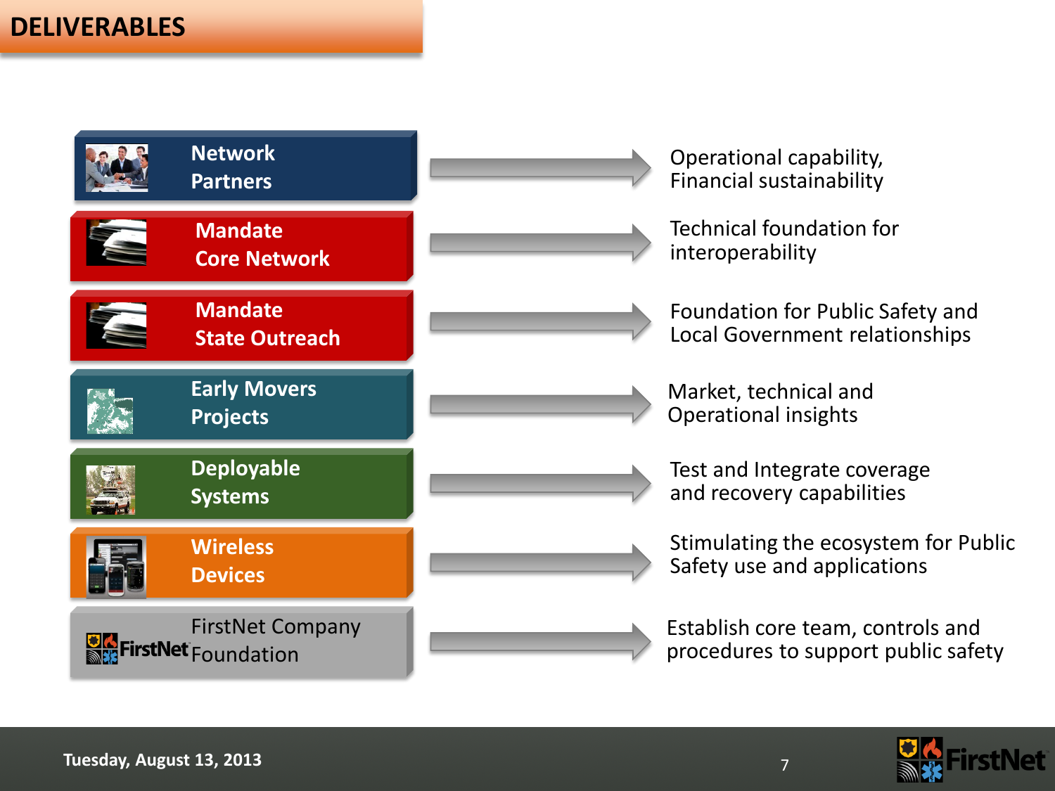# DELIVERABLES

| Deliverable | Outcome |
| --- | --- |
| Network Partners | Operational capability, Financial sustainability |
| Mandate Core Network | Technical foundation for interoperability |
| Mandate State Outreach | Foundation for Public Safety and Local Government relationships |
| Early Movers Projects | Market, technical and Operational insights |
| Deployable Systems | Test and Integrate coverage and recovery capabilities |
| Wireless Devices | Stimulating the ecosystem for Public Safety use and applications |
| FirstNet Company Foundation | Establish core team, controls and procedures to support public safety |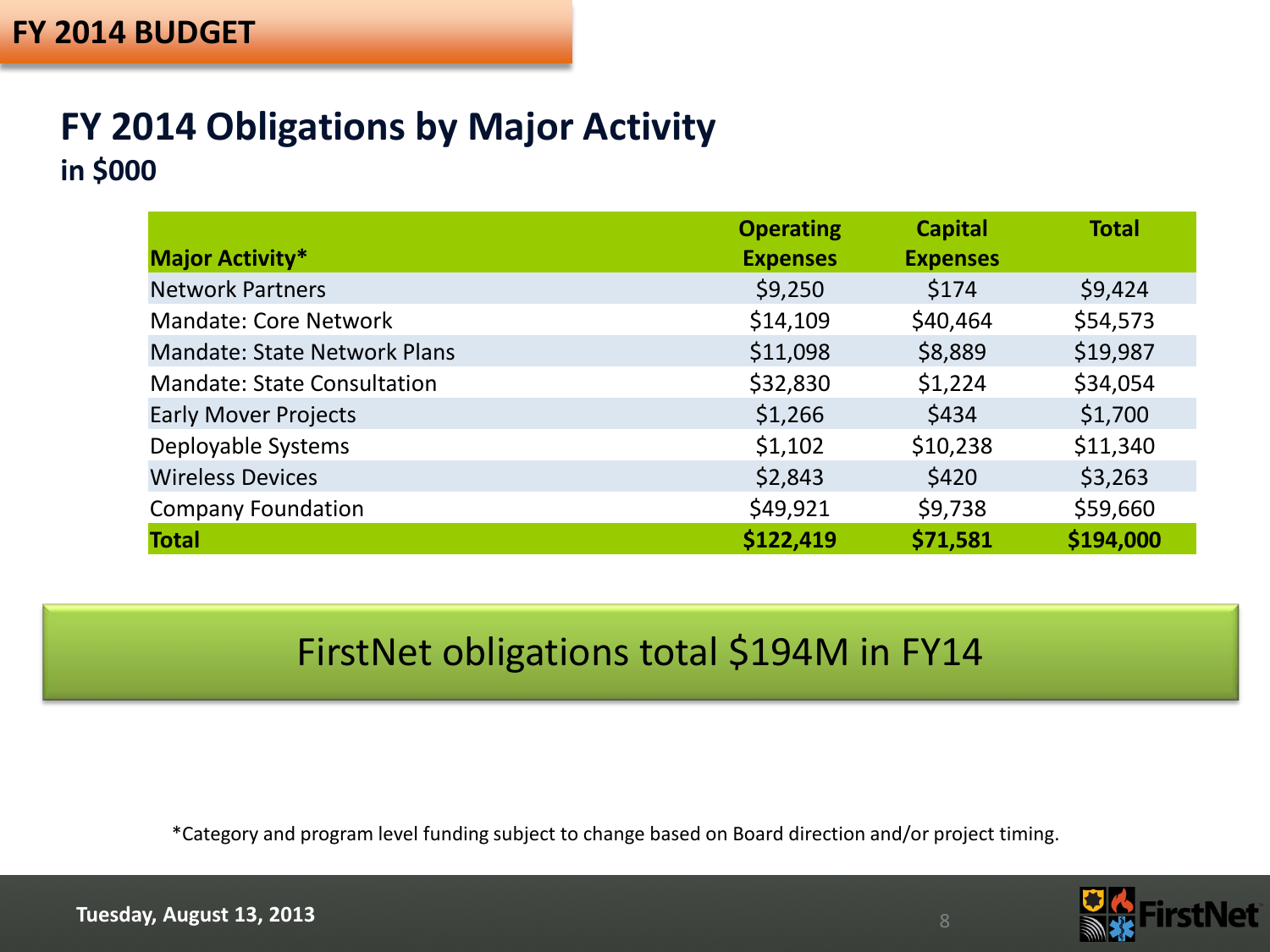# FY 2014 BUDGET

## FY 2014 Obligations by Major Activity

**in $000**

| Major Activity* | Operating Expenses | Capital Expenses | Total |
|---|---|---|---|
| Network Partners | $9,250 | $174 | $9,424 |
| Mandate: Core Network | $14,109 | $40,464 | $54,573 |
| Mandate: State Network Plans | $11,098 | $8,889 | $19,987 |
| Mandate: State Consultation | $32,830 | $1,224 | $34,054 |
| Early Mover Projects | $1,266 | $434 | $1,700 |
| Deployable Systems | $1,102 | $10,238 | $11,340 |
| Wireless Devices | $2,843 | $420 | $3,263 |
| Company Foundation | $49,921 | $9,738 | $59,660 |
| **Total** | **$122,419** | **$71,581** | **$194,000** |

FirstNet obligations total $194M in FY14

*Category and program level funding subject to change based on Board direction and/or project timing.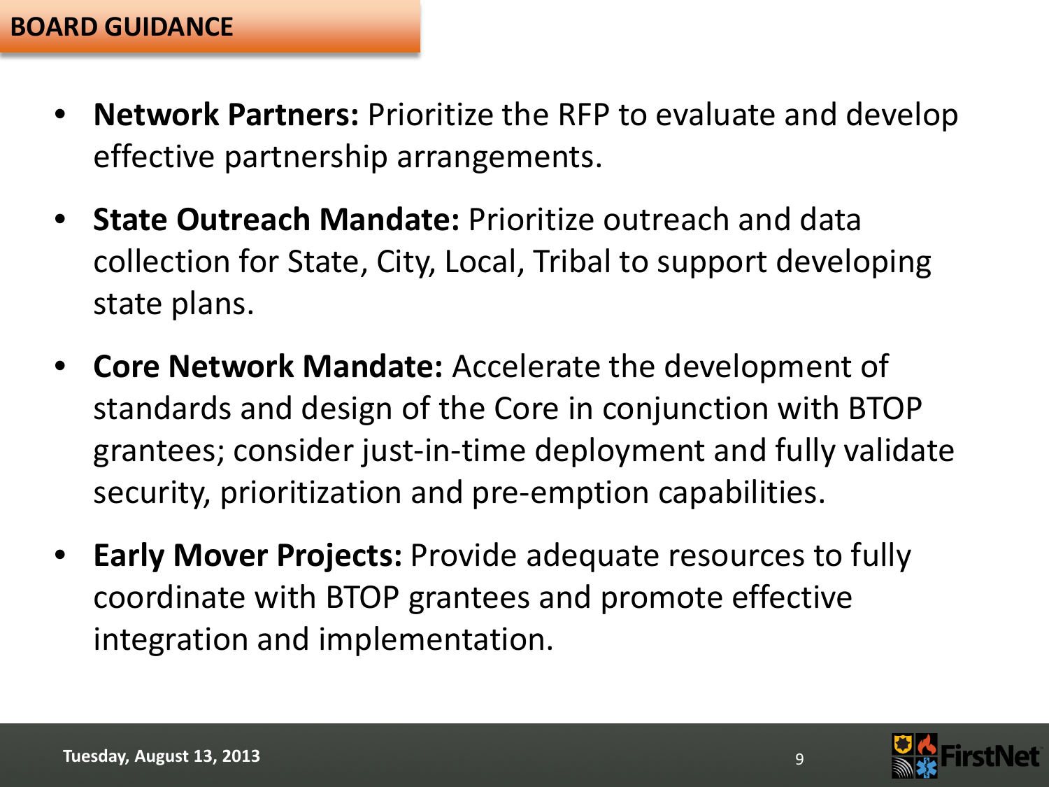## BOARD GUIDANCE

- **Network Partners:** Prioritize the RFP to evaluate and develop effective partnership arrangements.
- **State Outreach Mandate:** Prioritize outreach and data collection for State, City, Local, Tribal to support developing state plans.
- **Core Network Mandate:** Accelerate the development of standards and design of the Core in conjunction with BTOP grantees; consider just-in-time deployment and fully validate security, prioritization and pre-emption capabilities.
- **Early Mover Projects:** Provide adequate resources to fully coordinate with BTOP grantees and promote effective integration and implementation.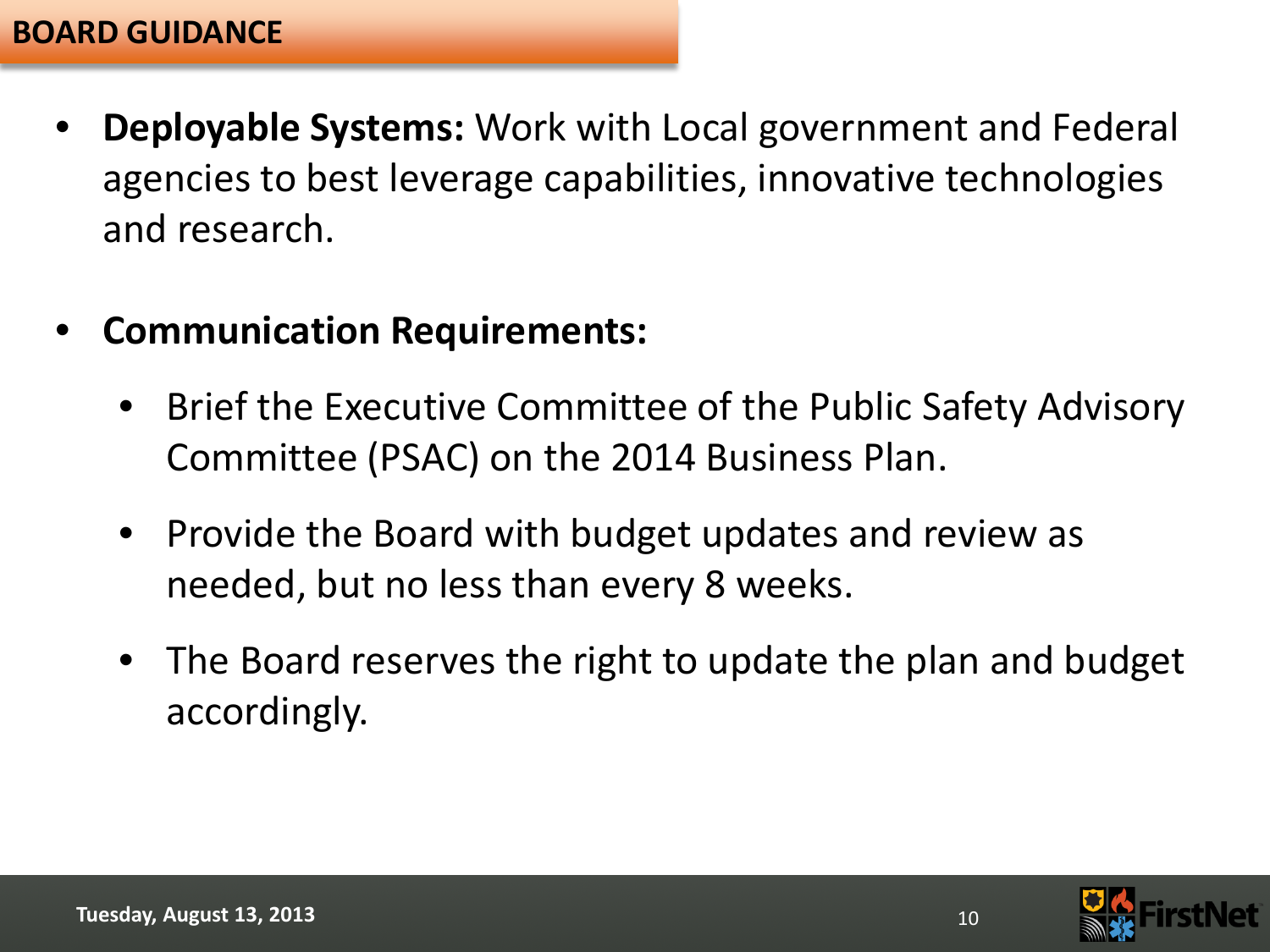## BOARD GUIDANCE

- **Deployable Systems:** Work with Local government and Federal agencies to best leverage capabilities, innovative technologies and research.
- **Communication Requirements:**
  - Brief the Executive Committee of the Public Safety Advisory Committee (PSAC) on the 2014 Business Plan.
  - Provide the Board with budget updates and review as needed, but no less than every 8 weeks.
  - The Board reserves the right to update the plan and budget accordingly.

Tuesday, August 13, 2013

FirstNet